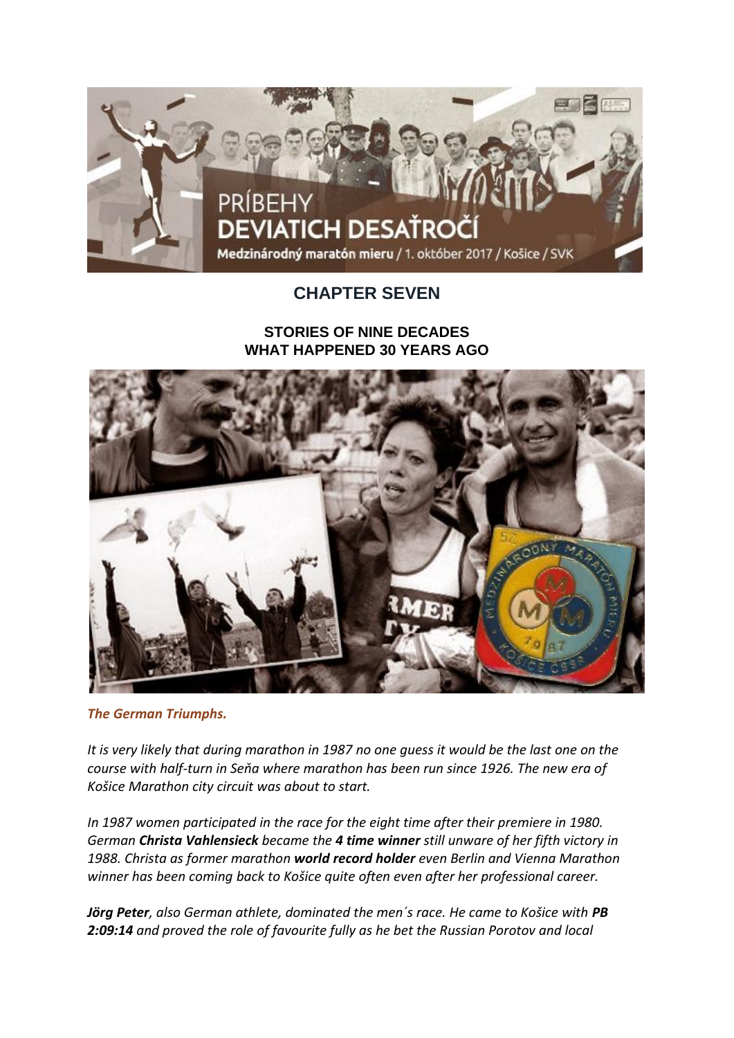## CHAPTER SEVEN

### STORIES OF NINE DECADES
### WHAT HAPPENED 30 YEARS AGO

***The German Triumphs.***

*It is very likely that during marathon in 1987 no one guess it would be the last one on the course with half-turn in Seňa where marathon has been run since 1926. The new era of Košice Marathon city circuit was about to start.*

*In 1987 women participated in the race for the eight time after their premiere in 1980. German **Christa Vahlensieck** became the **4 time winner** still unware of her fifth victory in 1988. Christa as former marathon **world record holder** even Berlin and Vienna Marathon winner has been coming back to Košice quite often even after her professional career.*

***Jörg Peter**, also German athlete, dominated the men´s race. He came to Košice with **PB 2:09:14** and proved the role of favourite fully as he bet the Russian Porotov and local*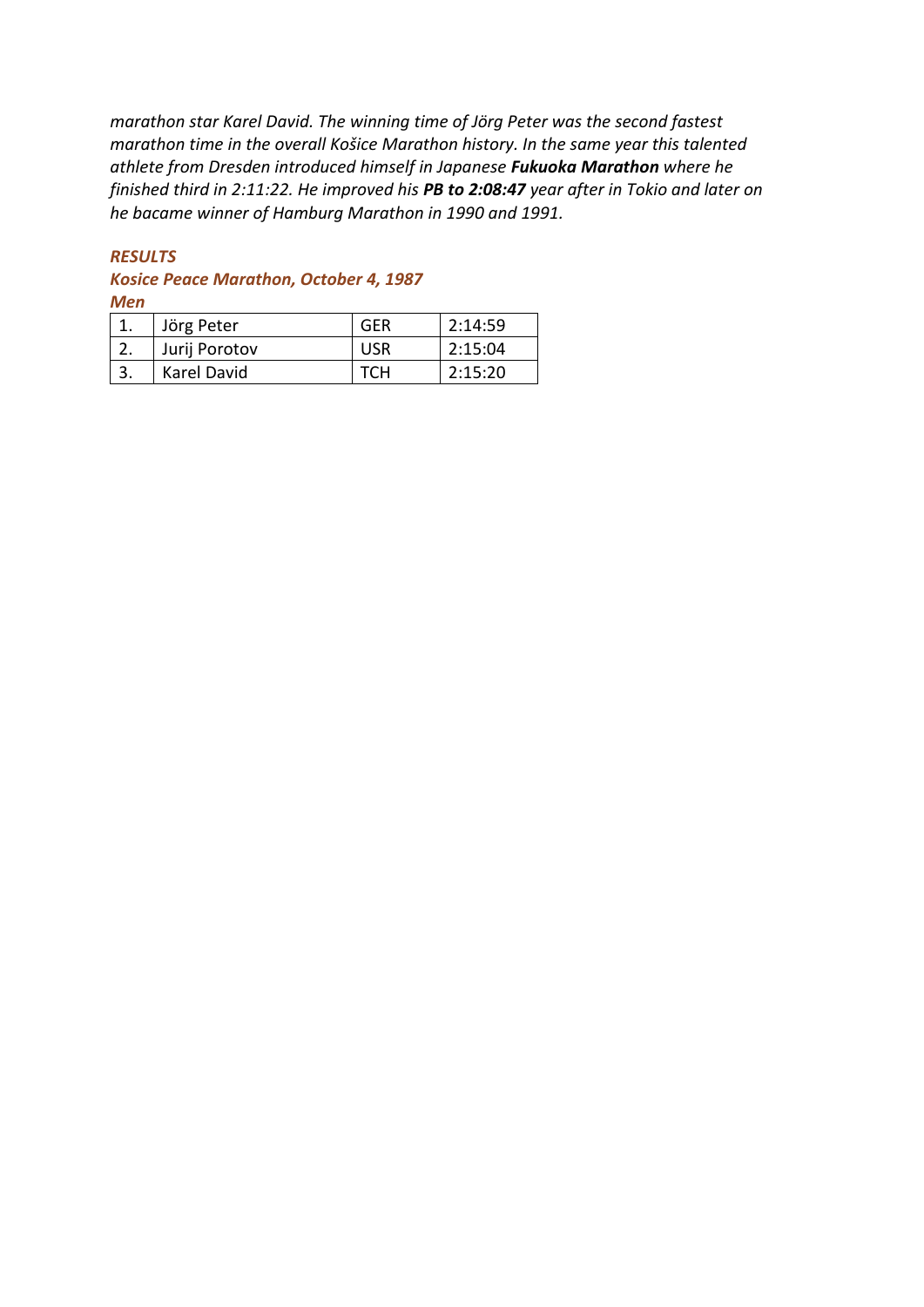*marathon star Karel David. The winning time of Jörg Peter was the second fastest marathon time in the overall Košice Marathon history. In the same year this talented athlete from Dresden introduced himself in Japanese **Fukuoka Marathon** where he finished third in 2:11:22. He improved his **PB to 2:08:47** year after in Tokio and later on he bacame winner of Hamburg Marathon in 1990 and 1991.*

***RESULTS***

***Kosice Peace Marathon, October 4, 1987***

***Men***

| | | | |
|---|---|---|---|
| 1. | Jörg Peter | GER | 2:14:59 |
| 2. | Jurij Porotov | USR | 2:15:04 |
| 3. | Karel David | TCH | 2:15:20 |